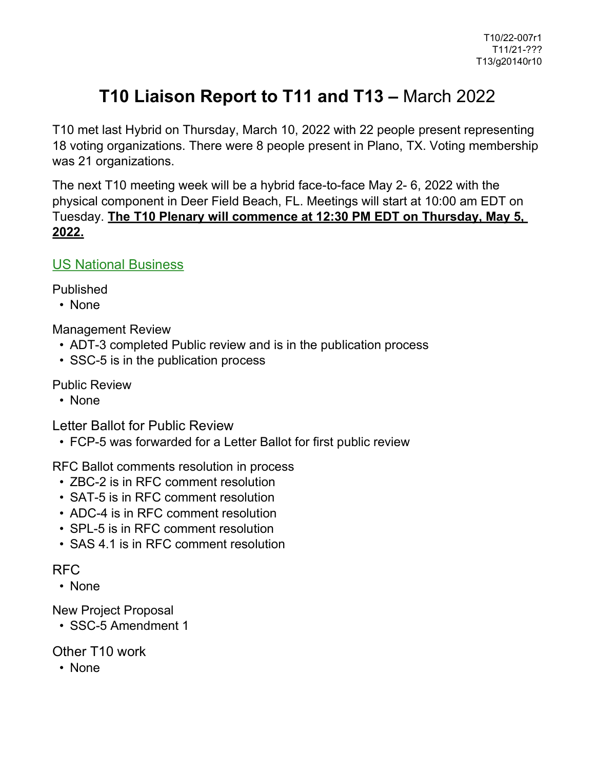T10/22-007r1
T11/21-???
T13/g20140r10

# T10 Liaison Report to T11 and T13 – March 2022

T10 met last Hybrid on Thursday, March 10, 2022 with 22 people present representing 18 voting organizations. There were 8 people present in Plano, TX. Voting membership was 21 organizations.

The next T10 meeting week will be a hybrid face-to-face May 2- 6, 2022 with the physical component in Deer Field Beach, FL. Meetings will start at 10:00 am EDT on Tuesday. **The T10 Plenary will commence at 12:30 PM EDT on Thursday, May 5, 2022.**

## US National Business

Published

- None

Management Review

- ADT-3 completed Public review and is in the publication process
- SSC-5 is in the publication process

Public Review

- None

Letter Ballot for Public Review

- FCP-5 was forwarded for a Letter Ballot for first public review

RFC Ballot comments resolution in process

- ZBC-2 is in RFC comment resolution
- SAT-5 is in RFC comment resolution
- ADC-4 is in RFC comment resolution
- SPL-5 is in RFC comment resolution
- SAS 4.1 is in RFC comment resolution

RFC

- None

New Project Proposal

- SSC-5 Amendment 1

Other T10 work

- None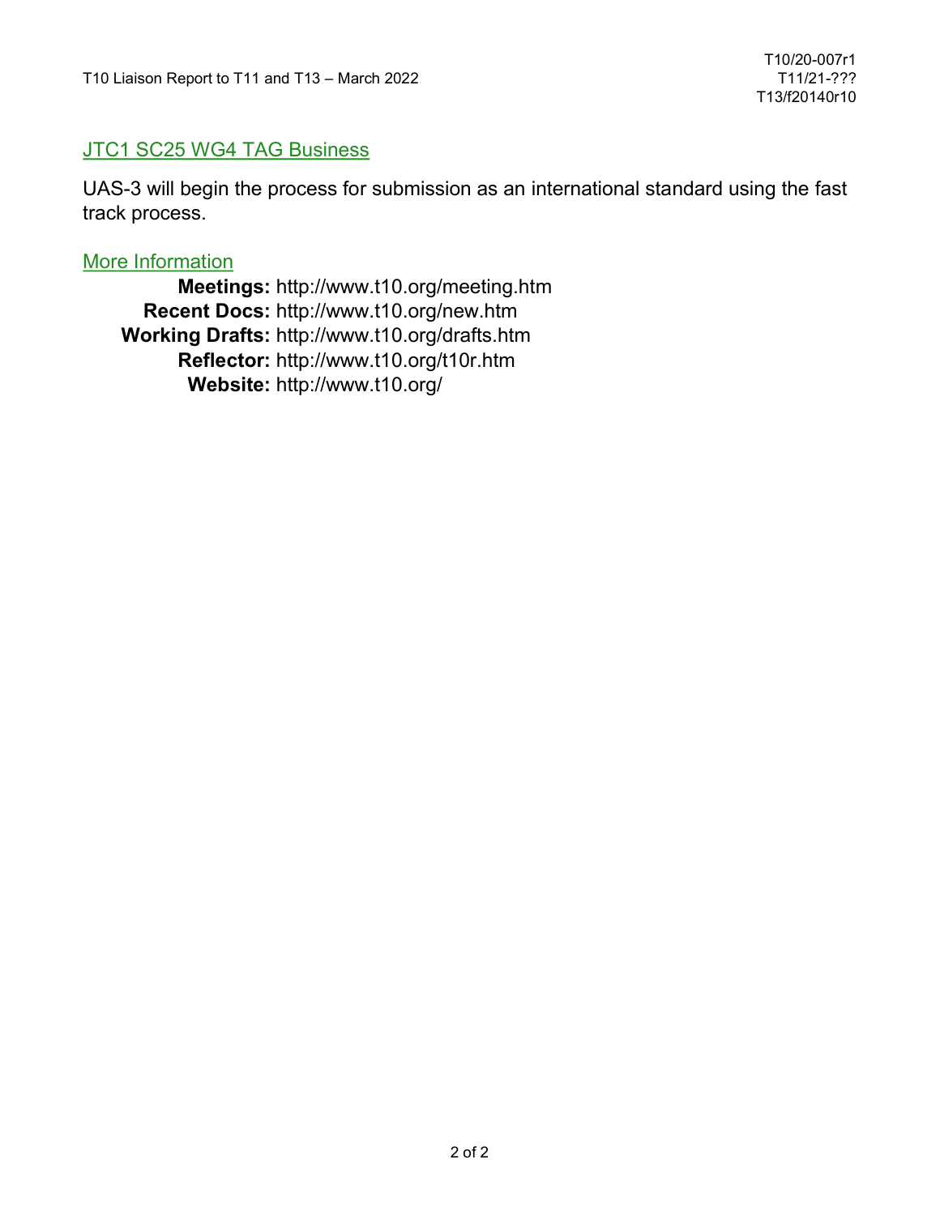## JTC1 SC25 WG4 TAG Business

UAS-3 will begin the process for submission as an international standard using the fast track process.

## More Information

**Meetings:** http://www.t10.org/meeting.htm
**Recent Docs:** http://www.t10.org/new.htm
**Working Drafts:** http://www.t10.org/drafts.htm
**Reflector:** http://www.t10.org/t10r.htm
**Website:** http://www.t10.org/